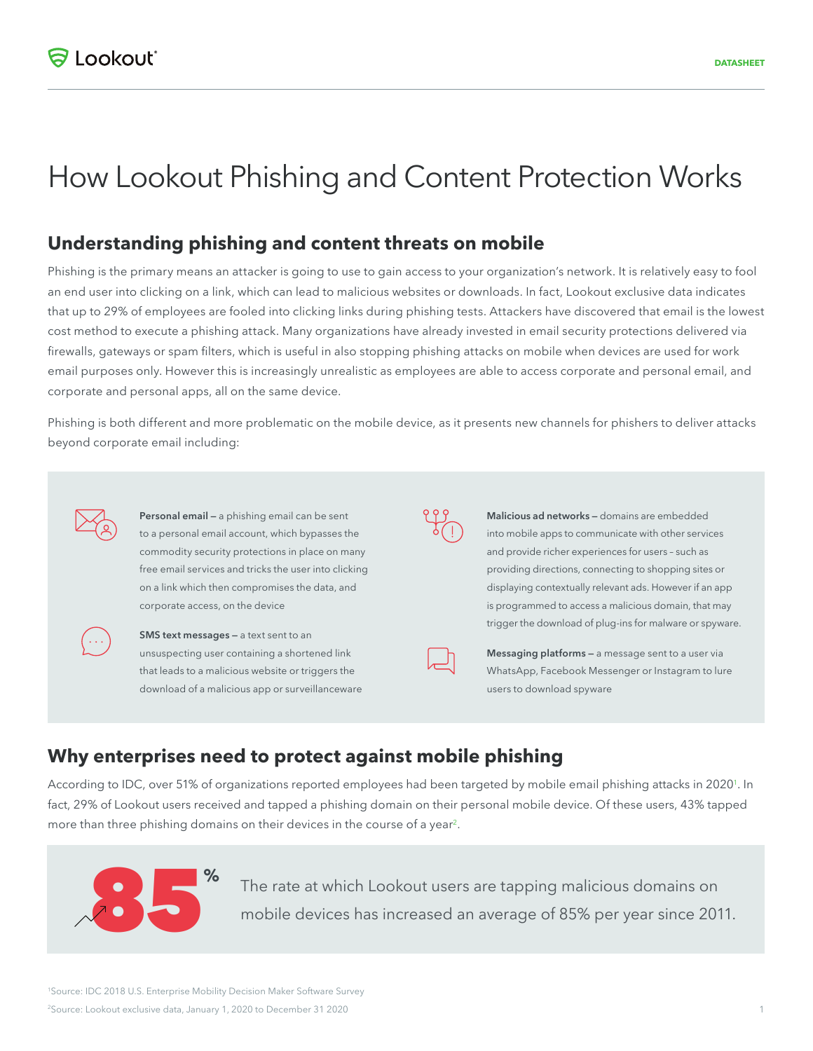# How Lookout Phishing and Content Protection Works

## Understanding phishing and content threats on mobile

Phishing is the primary means an attacker is going to use to gain access to your organization's network. It is relatively easy to fool an end user into clicking on a link, which can lead to malicious websites or downloads. In fact, Lookout exclusive data indicates that up to 29% of employees are fooled into clicking links during phishing tests. Attackers have discovered that email is the lowest cost method to execute a phishing attack. Many organizations have already invested in email security protections delivered via firewalls, gateways or spam filters, which is useful in also stopping phishing attacks on mobile when devices are used for work email purposes only. However this is increasingly unrealistic as employees are able to access corporate and personal email, and corporate and personal apps, all on the same device.

Phishing is both different and more problematic on the mobile device, as it presents new channels for phishers to deliver attacks beyond corporate email including:

**Personal email –** a phishing email can be sent to a personal email account, which bypasses the commodity security protections in place on many free email services and tricks the user into clicking on a link which then compromises the data, and corporate access, on the device

**SMS text messages –** a text sent to an unsuspecting user containing a shortened link that leads to a malicious website or triggers the download of a malicious app or surveillanceware

**Malicious ad networks –** domains are embedded into mobile apps to communicate with other services and provide richer experiences for users - such as providing directions, connecting to shopping sites or displaying contextually relevant ads. However if an app is programmed to access a malicious domain, that may trigger the download of plug-ins for malware or spyware.

**Messaging platforms –** a message sent to a user via WhatsApp, Facebook Messenger or Instagram to lure users to download spyware

## Why enterprises need to protect against mobile phishing

According to IDC, over 51% of organizations reported employees had been targeted by mobile email phishing attacks in 2020[1]. In fact, 29% of Lookout users received and tapped a phishing domain on their personal mobile device. Of these users, 43% tapped more than three phishing domains on their devices in the course of a year[2].

**85%**

The rate at which Lookout users are tapping malicious domains on mobile devices has increased an average of 85% per year since 2011.

[1]Source: IDC 2018 U.S. Enterprise Mobility Decision Maker Software Survey

[2]Source: Lookout exclusive data, January 1, 2020 to December 31 2020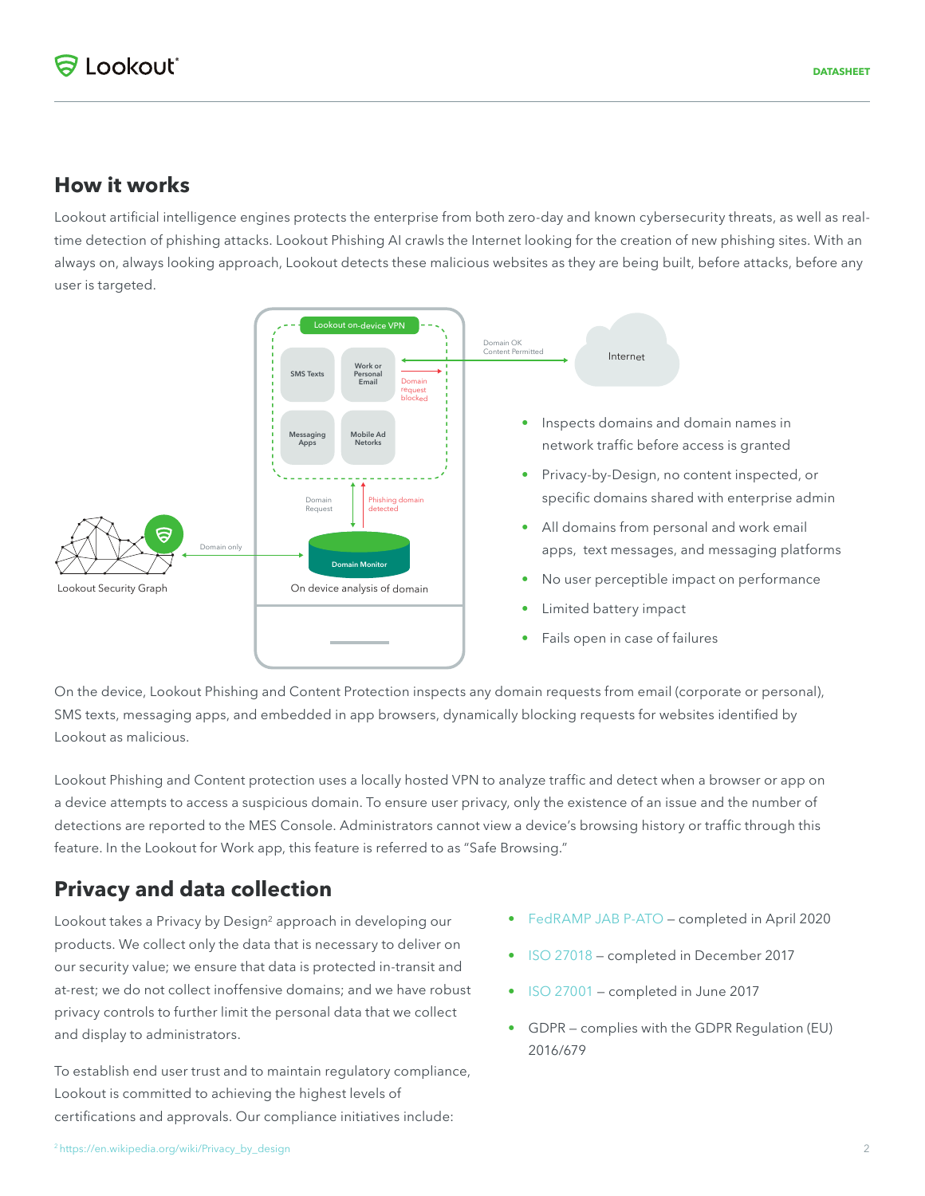## How it works

Lookout artificial intelligence engines protects the enterprise from both zero-day and known cybersecurity threats, as well as real-time detection of phishing attacks. Lookout Phishing AI crawls the Internet looking for the creation of new phishing sites. With an always on, always looking approach, Lookout detects these malicious websites as they are being built, before attacks, before any user is targeted.

- Inspects domains and domain names in network traffic before access is granted
- Privacy-by-Design, no content inspected, or specific domains shared with enterprise admin
- All domains from personal and work email apps, text messages, and messaging platforms
- No user perceptible impact on performance
- Limited battery impact
- Fails open in case of failures

On the device, Lookout Phishing and Content Protection inspects any domain requests from email (corporate or personal), SMS texts, messaging apps, and embedded in app browsers, dynamically blocking requests for websites identified by Lookout as malicious.

Lookout Phishing and Content protection uses a locally hosted VPN to analyze traffic and detect when a browser or app on a device attempts to access a suspicious domain. To ensure user privacy, only the existence of an issue and the number of detections are reported to the MES Console. Administrators cannot view a device's browsing history or traffic through this feature. In the Lookout for Work app, this feature is referred to as "Safe Browsing."

## Privacy and data collection

Lookout takes a Privacy by Design[2] approach in developing our products. We collect only the data that is necessary to deliver on our security value; we ensure that data is protected in-transit and at-rest; we do not collect inoffensive domains; and we have robust privacy controls to further limit the personal data that we collect and display to administrators.

To establish end user trust and to maintain regulatory compliance, Lookout is committed to achieving the highest levels of certifications and approvals. Our compliance initiatives include:

- FedRAMP JAB P-ATO – completed in April 2020
- ISO 27018 – completed in December 2017
- ISO 27001 – completed in June 2017
- GDPR – complies with the GDPR Regulation (EU) 2016/679

[2] https://en.wikipedia.org/wiki/Privacy_by_design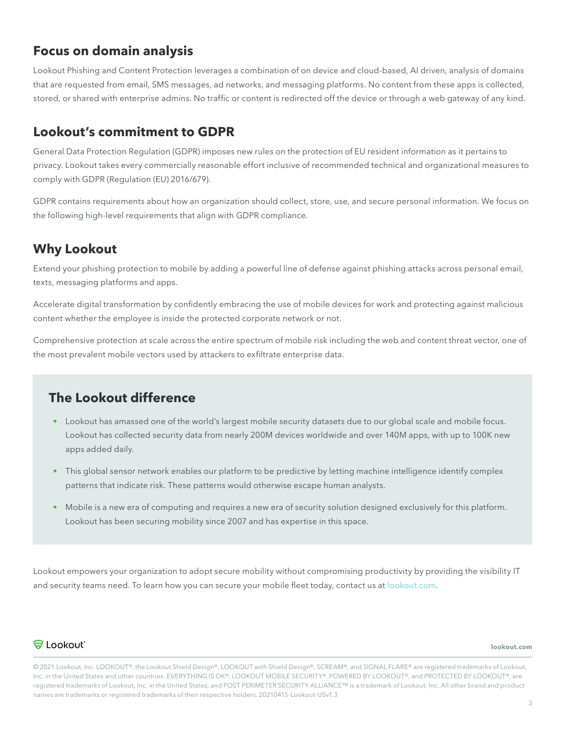## Focus on domain analysis

Lookout Phishing and Content Protection leverages a combination of on device and cloud-based, AI driven, analysis of domains that are requested from email, SMS messages, ad networks, and messaging platforms. No content from these apps is collected, stored, or shared with enterprise admins. No traffic or content is redirected off the device or through a web gateway of any kind.

## Lookout's commitment to GDPR

General Data Protection Regulation (GDPR) imposes new rules on the protection of EU resident information as it pertains to privacy. Lookout takes every commercially reasonable effort inclusive of recommended technical and organizational measures to comply with GDPR (Regulation (EU) 2016/679).

GDPR contains requirements about how an organization should collect, store, use, and secure personal information. We focus on the following high-level requirements that align with GDPR compliance.

## Why Lookout

Extend your phishing protection to mobile by adding a powerful line of defense against phishing attacks across personal email, texts, messaging platforms and apps.

Accelerate digital transformation by confidently embracing the use of mobile devices for work and protecting against malicious content whether the employee is inside the protected corporate network or not.

Comprehensive protection at scale across the entire spectrum of mobile risk including the web and content threat vector, one of the most prevalent mobile vectors used by attackers to exfiltrate enterprise data.

## The Lookout difference

- Lookout has amassed one of the world's largest mobile security datasets due to our global scale and mobile focus. Lookout has collected security data from nearly 200M devices worldwide and over 140M apps, with up to 100K new apps added daily.
- This global sensor network enables our platform to be predictive by letting machine intelligence identify complex patterns that indicate risk. These patterns would otherwise escape human analysts.
- Mobile is a new era of computing and requires a new era of security solution designed exclusively for this platform. Lookout has been securing mobility since 2007 and has expertise in this space.

Lookout empowers your organization to adopt secure mobility without compromising productivity by providing the visibility IT and security teams need. To learn how you can secure your mobile fleet today, contact us at lookout.com.

© 2021 Lookout, Inc. LOOKOUT®, the Lookout Shield Design®, LOOKOUT with Shield Design®, SCREAM®, and SIGNAL FLARE® are registered trademarks of Lookout, Inc. in the United States and other countries. EVERYTHING IS OK®, LOOKOUT MOBILE SECURITY®, POWERED BY LOOKOUT®, and PROTECTED BY LOOKOUT®, are registered trademarks of Lookout, Inc. in the United States; and POST PERIMETER SECURITY ALLIANCE™ is a trademark of Lookout, Inc. All other brand and product names are trademarks or registered trademarks of their respective holders. 20210415-Lookout-USv1.3